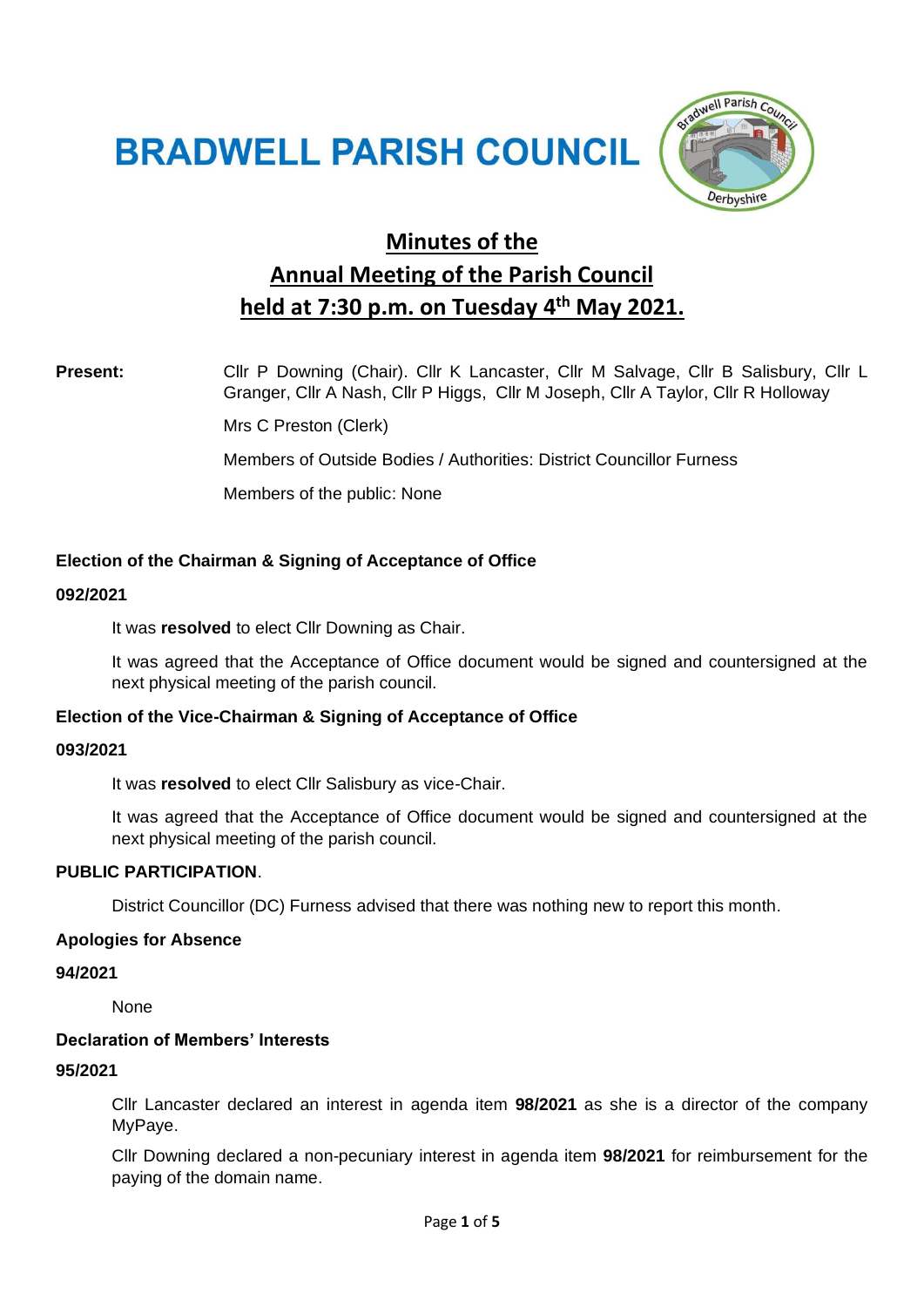# BRADWELL PARISH COUNCIL

## Minutes of the Annual Meeting of the Parish Council held at 7:30 p.m. on Tuesday 4th May 2021.

**Present:** Cllr P Downing (Chair). Cllr K Lancaster, Cllr M Salvage, Cllr B Salisbury, Cllr L Granger, Cllr A Nash, Cllr P Higgs, Cllr M Joseph, Cllr A Taylor, Cllr R Holloway

Mrs C Preston (Clerk)

Members of Outside Bodies / Authorities: District Councillor Furness

Members of the public: None

### Election of the Chairman & Signing of Acceptance of Office

**092/2021**

It was **resolved** to elect Cllr Downing as Chair.

It was agreed that the Acceptance of Office document would be signed and countersigned at the next physical meeting of the parish council.

### Election of the Vice-Chairman & Signing of Acceptance of Office

**093/2021**

It was **resolved** to elect Cllr Salisbury as vice-Chair.

It was agreed that the Acceptance of Office document would be signed and countersigned at the next physical meeting of the parish council.

### PUBLIC PARTICIPATION.

District Councillor (DC) Furness advised that there was nothing new to report this month.

### Apologies for Absence

**94/2021**

None

### Declaration of Members' Interests

**95/2021**

Cllr Lancaster declared an interest in agenda item **98/2021** as she is a director of the company MyPaye.

Cllr Downing declared a non-pecuniary interest in agenda item **98/2021** for reimbursement for the paying of the domain name.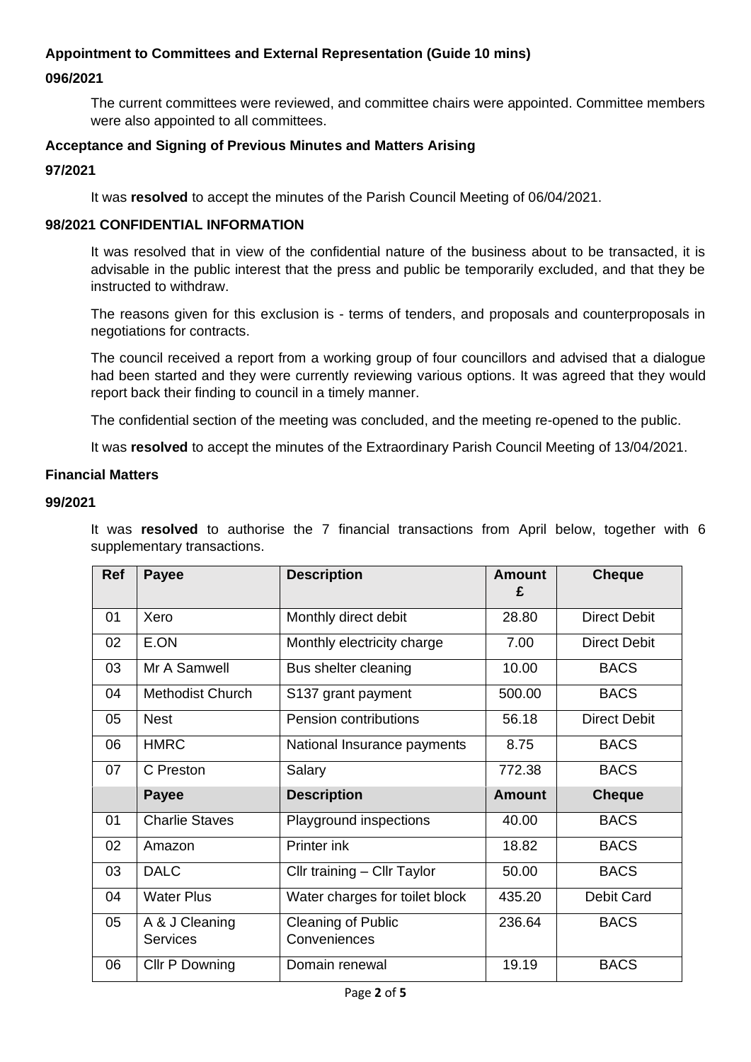**Appointment to Committees and External Representation (Guide 10 mins)**

**096/2021**

The current committees were reviewed, and committee chairs were appointed. Committee members were also appointed to all committees.

**Acceptance and Signing of Previous Minutes and Matters Arising**

**97/2021**

It was **resolved** to accept the minutes of the Parish Council Meeting of 06/04/2021.

**98/2021 CONFIDENTIAL INFORMATION**

It was resolved that in view of the confidential nature of the business about to be transacted, it is advisable in the public interest that the press and public be temporarily excluded, and that they be instructed to withdraw.

The reasons given for this exclusion is - terms of tenders, and proposals and counterproposals in negotiations for contracts.

The council received a report from a working group of four councillors and advised that a dialogue had been started and they were currently reviewing various options. It was agreed that they would report back their finding to council in a timely manner.

The confidential section of the meeting was concluded, and the meeting re-opened to the public.

It was **resolved** to accept the minutes of the Extraordinary Parish Council Meeting of 13/04/2021.

**Financial Matters**

**99/2021**

It was **resolved** to authorise the 7 financial transactions from April below, together with 6 supplementary transactions.

| Ref | Payee | Description | Amount £ | Cheque |
|---|---|---|---|---|
| 01 | Xero | Monthly direct debit | 28.80 | Direct Debit |
| 02 | E.ON | Monthly electricity charge | 7.00 | Direct Debit |
| 03 | Mr A Samwell | Bus shelter cleaning | 10.00 | BACS |
| 04 | Methodist Church | S137 grant payment | 500.00 | BACS |
| 05 | Nest | Pension contributions | 56.18 | Direct Debit |
| 06 | HMRC | National Insurance payments | 8.75 | BACS |
| 07 | C Preston | Salary | 772.38 | BACS |
| | **Payee** | **Description** | **Amount** | **Cheque** |
| 01 | Charlie Staves | Playground inspections | 40.00 | BACS |
| 02 | Amazon | Printer ink | 18.82 | BACS |
| 03 | DALC | Cllr training – Cllr Taylor | 50.00 | BACS |
| 04 | Water Plus | Water charges for toilet block | 435.20 | Debit Card |
| 05 | A & J Cleaning Services | Cleaning of Public Conveniences | 236.64 | BACS |
| 06 | Cllr P Downing | Domain renewal | 19.19 | BACS |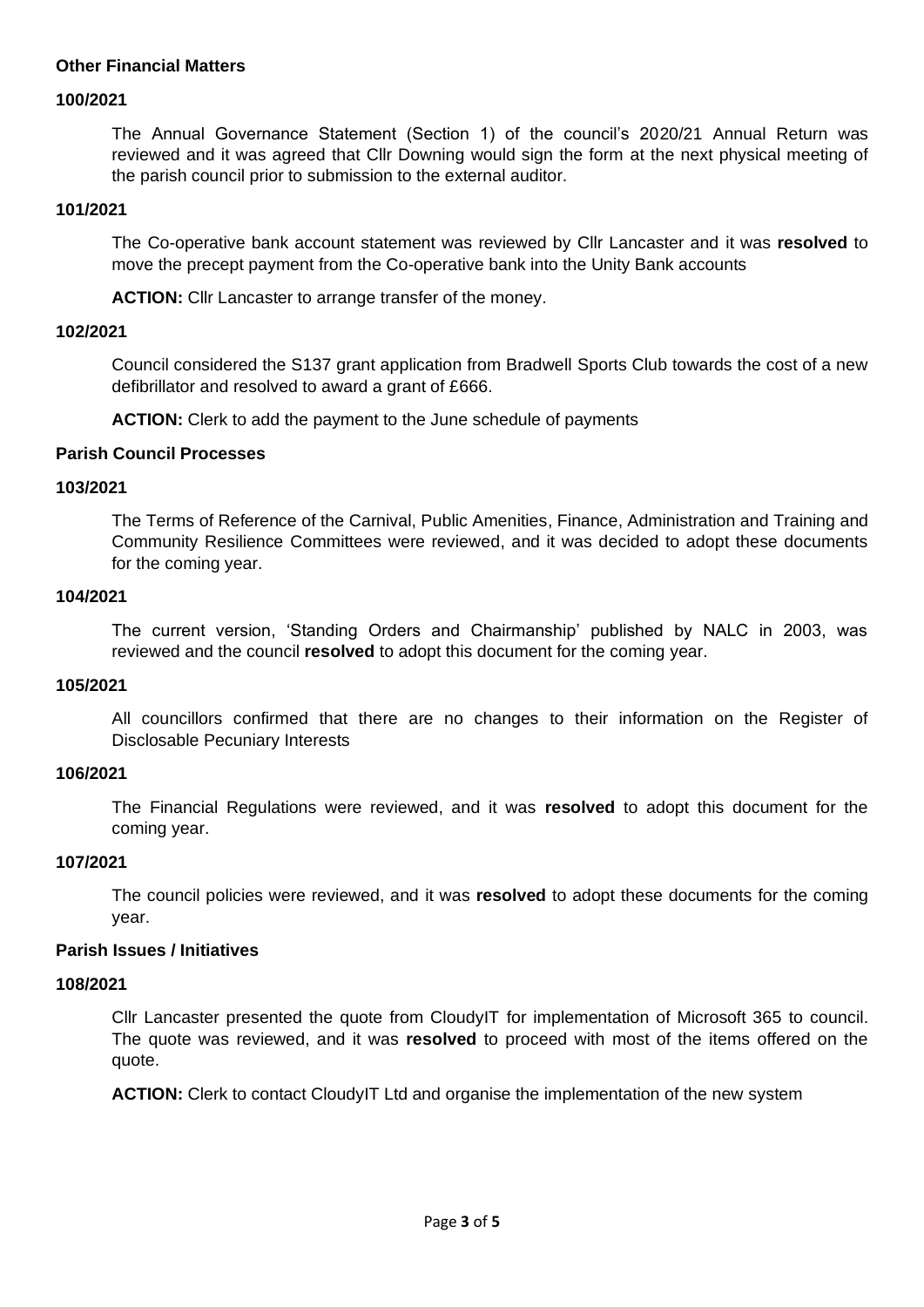**Other Financial Matters**

**100/2021**

The Annual Governance Statement (Section 1) of the council's 2020/21 Annual Return was reviewed and it was agreed that Cllr Downing would sign the form at the next physical meeting of the parish council prior to submission to the external auditor.

**101/2021**

The Co-operative bank account statement was reviewed by Cllr Lancaster and it was **resolved** to move the precept payment from the Co-operative bank into the Unity Bank accounts

**ACTION:** Cllr Lancaster to arrange transfer of the money.

**102/2021**

Council considered the S137 grant application from Bradwell Sports Club towards the cost of a new defibrillator and resolved to award a grant of £666.

**ACTION:** Clerk to add the payment to the June schedule of payments

**Parish Council Processes**

**103/2021**

The Terms of Reference of the Carnival, Public Amenities, Finance, Administration and Training and Community Resilience Committees were reviewed, and it was decided to adopt these documents for the coming year.

**104/2021**

The current version, 'Standing Orders and Chairmanship' published by NALC in 2003, was reviewed and the council **resolved** to adopt this document for the coming year.

**105/2021**

All councillors confirmed that there are no changes to their information on the Register of Disclosable Pecuniary Interests

**106/2021**

The Financial Regulations were reviewed, and it was **resolved** to adopt this document for the coming year.

**107/2021**

The council policies were reviewed, and it was **resolved** to adopt these documents for the coming year.

**Parish Issues / Initiatives**

**108/2021**

Cllr Lancaster presented the quote from CloudyIT for implementation of Microsoft 365 to council. The quote was reviewed, and it was **resolved** to proceed with most of the items offered on the quote.

**ACTION:** Clerk to contact CloudyIT Ltd and organise the implementation of the new system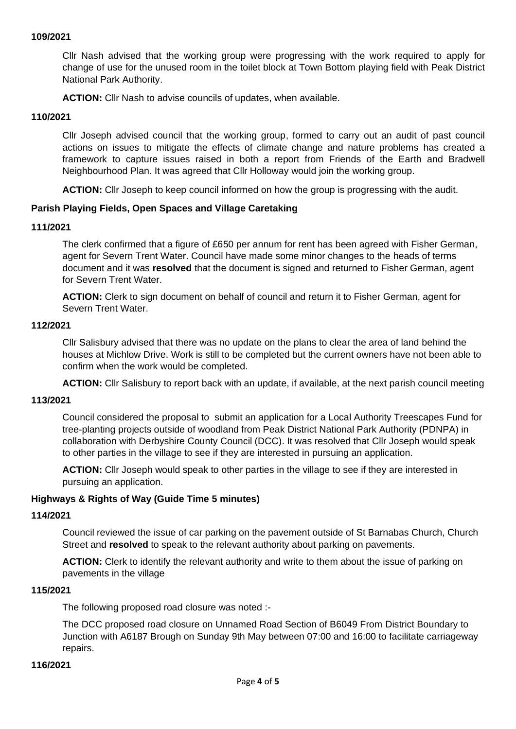**109/2021**

Cllr Nash advised that the working group were progressing with the work required to apply for change of use for the unused room in the toilet block at Town Bottom playing field with Peak District National Park Authority.

**ACTION:** Cllr Nash to advise councils of updates, when available.

**110/2021**

Cllr Joseph advised council that the working group, formed to carry out an audit of past council actions on issues to mitigate the effects of climate change and nature problems has created a framework to capture issues raised in both a report from Friends of the Earth and Bradwell Neighbourhood Plan. It was agreed that Cllr Holloway would join the working group.

**ACTION:** Cllr Joseph to keep council informed on how the group is progressing with the audit.

**Parish Playing Fields, Open Spaces and Village Caretaking**

**111/2021**

The clerk confirmed that a figure of £650 per annum for rent has been agreed with Fisher German, agent for Severn Trent Water. Council have made some minor changes to the heads of terms document and it was **resolved** that the document is signed and returned to Fisher German, agent for Severn Trent Water.

**ACTION:** Clerk to sign document on behalf of council and return it to Fisher German, agent for Severn Trent Water.

**112/2021**

Cllr Salisbury advised that there was no update on the plans to clear the area of land behind the houses at Michlow Drive. Work is still to be completed but the current owners have not been able to confirm when the work would be completed.

**ACTION:** Cllr Salisbury to report back with an update, if available, at the next parish council meeting

**113/2021**

Council considered the proposal to submit an application for a Local Authority Treescapes Fund for tree-planting projects outside of woodland from Peak District National Park Authority (PDNPA) in collaboration with Derbyshire County Council (DCC). It was resolved that Cllr Joseph would speak to other parties in the village to see if they are interested in pursuing an application.

**ACTION:** Cllr Joseph would speak to other parties in the village to see if they are interested in pursuing an application.

**Highways & Rights of Way (Guide Time 5 minutes)**

**114/2021**

Council reviewed the issue of car parking on the pavement outside of St Barnabas Church, Church Street and **resolved** to speak to the relevant authority about parking on pavements.

**ACTION:** Clerk to identify the relevant authority and write to them about the issue of parking on pavements in the village

**115/2021**

The following proposed road closure was noted :-

The DCC proposed road closure on Unnamed Road Section of B6049 From District Boundary to Junction with A6187 Brough on Sunday 9th May between 07:00 and 16:00 to facilitate carriageway repairs.

**116/2021**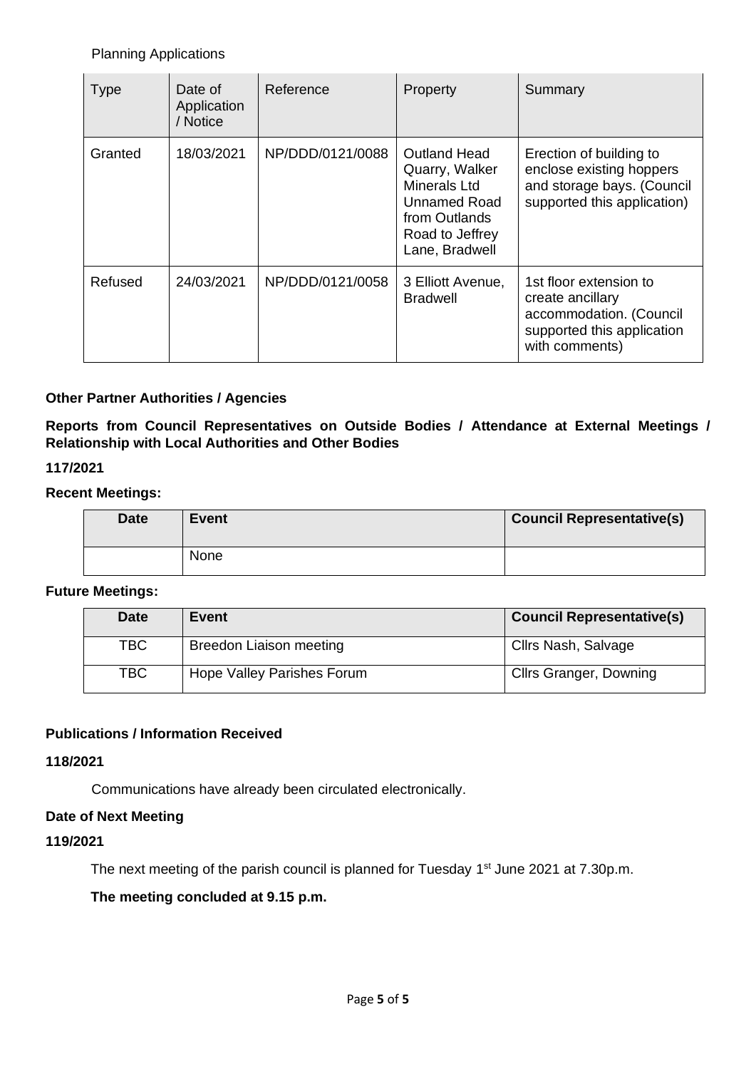Planning Applications

| Type | Date of Application / Notice | Reference | Property | Summary |
|---|---|---|---|---|
| Granted | 18/03/2021 | NP/DDD/0121/0088 | Outland Head Quarry, Walker Minerals Ltd Unnamed Road from Outlands Road to Jeffrey Lane, Bradwell | Erection of building to enclose existing hoppers and storage bays. (Council supported this application) |
| Refused | 24/03/2021 | NP/DDD/0121/0058 | 3 Elliott Avenue, Bradwell | 1st floor extension to create ancillary accommodation. (Council supported this application with comments) |

**Other Partner Authorities / Agencies**

**Reports from Council Representatives on Outside Bodies / Attendance at External Meetings / Relationship with Local Authorities and Other Bodies**

**117/2021**

**Recent Meetings:**

| Date | Event | Council Representative(s) |
|---|---|---|
| | None | |

**Future Meetings:**

| Date | Event | Council Representative(s) |
|---|---|---|
| TBC | Breedon Liaison meeting | Cllrs Nash, Salvage |
| TBC | Hope Valley Parishes Forum | Cllrs Granger, Downing |

**Publications / Information Received**

**118/2021**

Communications have already been circulated electronically.

**Date of Next Meeting**

**119/2021**

The next meeting of the parish council is planned for Tuesday 1st June 2021 at 7.30p.m.

**The meeting concluded at 9.15 p.m.**